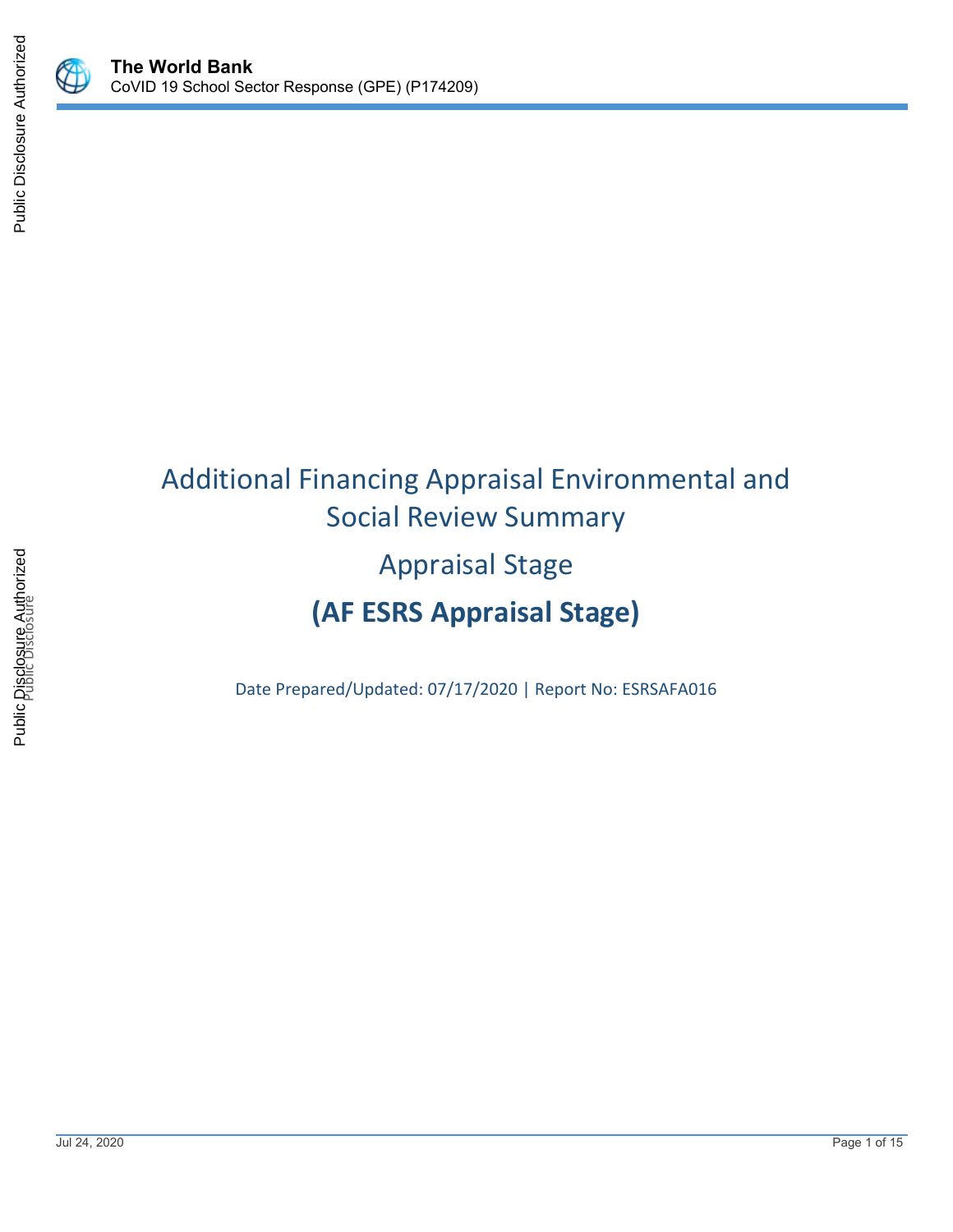# Additional Financing Appraisal Environmental and Social Review Summary

## Appraisal Stage

## (AF ESRS Appraisal Stage)

Date Prepared/Updated: 07/17/2020 | Report No: ESRSAFA016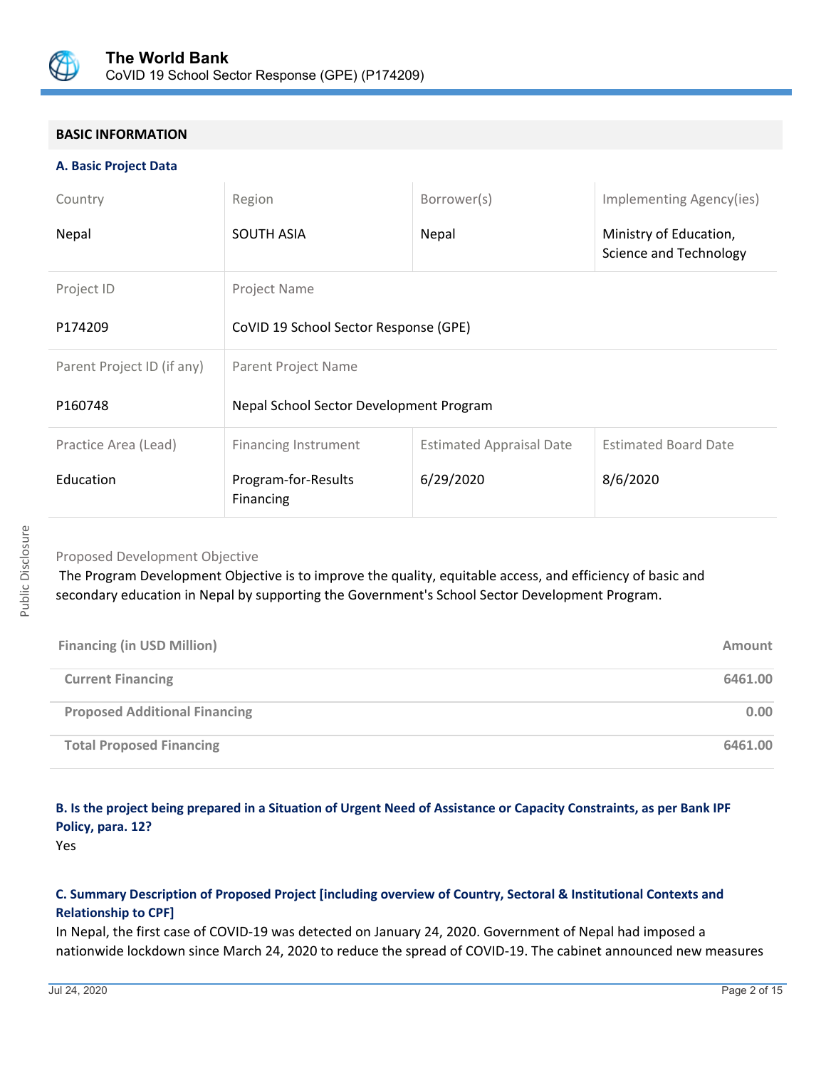## BASIC INFORMATION

### A. Basic Project Data

| Country | Region | Borrower(s) | Implementing Agency(ies) |
|---|---|---|---|
| Nepal | SOUTH ASIA | Nepal | Ministry of Education, Science and Technology |

| Project ID | Project Name |
|---|---|
| P174209 | CoVID 19 School Sector Response (GPE) |

| Parent Project ID (if any) | Parent Project Name |
|---|---|
| P160748 | Nepal School Sector Development Program |

| Practice Area (Lead) | Financing Instrument | Estimated Appraisal Date | Estimated Board Date |
|---|---|---|---|
| Education | Program-for-Results Financing | 6/29/2020 | 8/6/2020 |

Proposed Development Objective

The Program Development Objective is to improve the quality, equitable access, and efficiency of basic and secondary education in Nepal by supporting the Government's School Sector Development Program.

| Financing (in USD Million) | Amount |
|---|---|
| Current Financing | 6461.00 |
| Proposed Additional Financing | 0.00 |
| Total Proposed Financing | 6461.00 |

### B. Is the project being prepared in a Situation of Urgent Need of Assistance or Capacity Constraints, as per Bank IPF Policy, para. 12?

Yes

### C. Summary Description of Proposed Project [including overview of Country, Sectoral & Institutional Contexts and Relationship to CPF]

In Nepal, the first case of COVID-19 was detected on January 24, 2020. Government of Nepal had imposed a nationwide lockdown since March 24, 2020 to reduce the spread of COVID-19. The cabinet announced new measures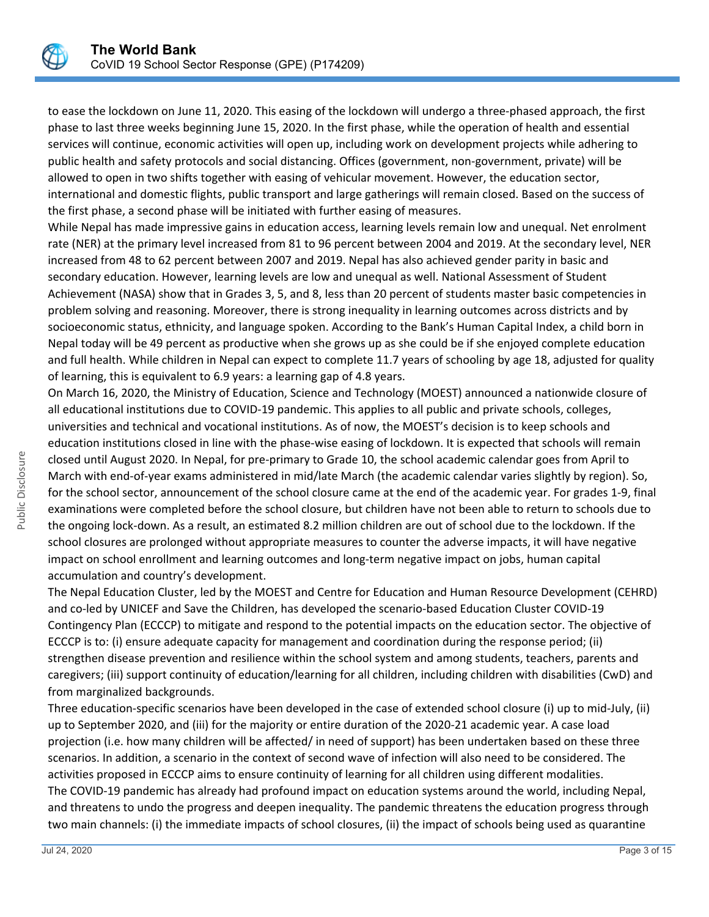to ease the lockdown on June 11, 2020. This easing of the lockdown will undergo a three-phased approach, the first phase to last three weeks beginning June 15, 2020. In the first phase, while the operation of health and essential services will continue, economic activities will open up, including work on development projects while adhering to public health and safety protocols and social distancing. Offices (government, non-government, private) will be allowed to open in two shifts together with easing of vehicular movement. However, the education sector, international and domestic flights, public transport and large gatherings will remain closed. Based on the success of the first phase, a second phase will be initiated with further easing of measures.

While Nepal has made impressive gains in education access, learning levels remain low and unequal. Net enrolment rate (NER) at the primary level increased from 81 to 96 percent between 2004 and 2019. At the secondary level, NER increased from 48 to 62 percent between 2007 and 2019. Nepal has also achieved gender parity in basic and secondary education. However, learning levels are low and unequal as well. National Assessment of Student Achievement (NASA) show that in Grades 3, 5, and 8, less than 20 percent of students master basic competencies in problem solving and reasoning. Moreover, there is strong inequality in learning outcomes across districts and by socioeconomic status, ethnicity, and language spoken. According to the Bank's Human Capital Index, a child born in Nepal today will be 49 percent as productive when she grows up as she could be if she enjoyed complete education and full health. While children in Nepal can expect to complete 11.7 years of schooling by age 18, adjusted for quality of learning, this is equivalent to 6.9 years: a learning gap of 4.8 years.

On March 16, 2020, the Ministry of Education, Science and Technology (MOEST) announced a nationwide closure of all educational institutions due to COVID-19 pandemic. This applies to all public and private schools, colleges, universities and technical and vocational institutions. As of now, the MOEST's decision is to keep schools and education institutions closed in line with the phase-wise easing of lockdown. It is expected that schools will remain closed until August 2020. In Nepal, for pre-primary to Grade 10, the school academic calendar goes from April to March with end-of-year exams administered in mid/late March (the academic calendar varies slightly by region). So, for the school sector, announcement of the school closure came at the end of the academic year. For grades 1-9, final examinations were completed before the school closure, but children have not been able to return to schools due to the ongoing lock-down. As a result, an estimated 8.2 million children are out of school due to the lockdown. If the school closures are prolonged without appropriate measures to counter the adverse impacts, it will have negative impact on school enrollment and learning outcomes and long-term negative impact on jobs, human capital accumulation and country's development.

The Nepal Education Cluster, led by the MOEST and Centre for Education and Human Resource Development (CEHRD) and co-led by UNICEF and Save the Children, has developed the scenario-based Education Cluster COVID-19 Contingency Plan (ECCCP) to mitigate and respond to the potential impacts on the education sector. The objective of ECCCP is to: (i) ensure adequate capacity for management and coordination during the response period; (ii) strengthen disease prevention and resilience within the school system and among students, teachers, parents and caregivers; (iii) support continuity of education/learning for all children, including children with disabilities (CwD) and from marginalized backgrounds.

Three education-specific scenarios have been developed in the case of extended school closure (i) up to mid-July, (ii) up to September 2020, and (iii) for the majority or entire duration of the 2020-21 academic year. A case load projection (i.e. how many children will be affected/ in need of support) has been undertaken based on these three scenarios. In addition, a scenario in the context of second wave of infection will also need to be considered. The activities proposed in ECCCP aims to ensure continuity of learning for all children using different modalities.

The COVID-19 pandemic has already had profound impact on education systems around the world, including Nepal, and threatens to undo the progress and deepen inequality. The pandemic threatens the education progress through two main channels: (i) the immediate impacts of school closures, (ii) the impact of schools being used as quarantine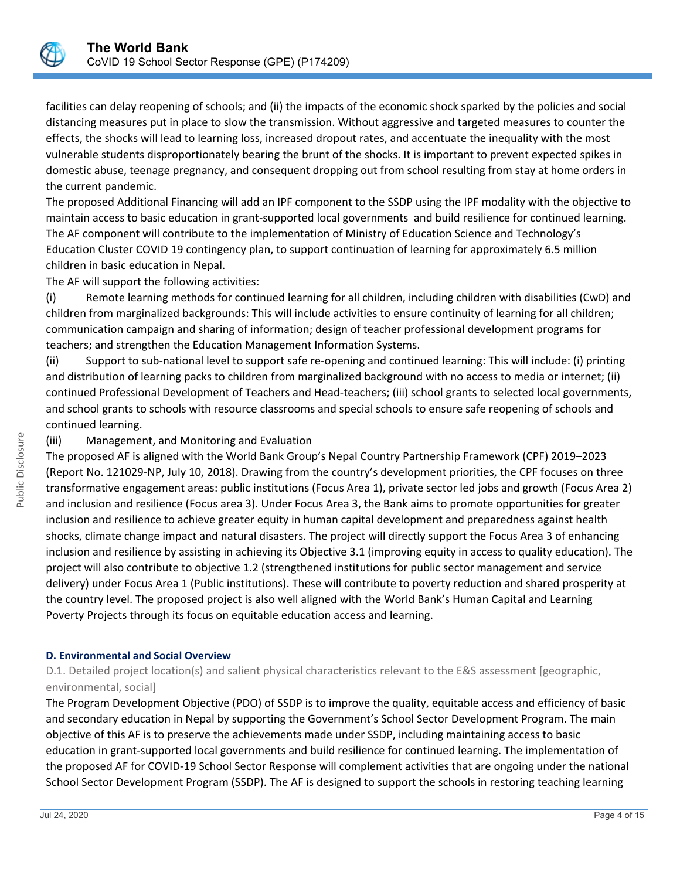facilities can delay reopening of schools; and (ii) the impacts of the economic shock sparked by the policies and social distancing measures put in place to slow the transmission. Without aggressive and targeted measures to counter the effects, the shocks will lead to learning loss, increased dropout rates, and accentuate the inequality with the most vulnerable students disproportionately bearing the brunt of the shocks. It is important to prevent expected spikes in domestic abuse, teenage pregnancy, and consequent dropping out from school resulting from stay at home orders in the current pandemic.

The proposed Additional Financing will add an IPF component to the SSDP using the IPF modality with the objective to maintain access to basic education in grant-supported local governments and build resilience for continued learning. The AF component will contribute to the implementation of Ministry of Education Science and Technology's Education Cluster COVID 19 contingency plan, to support continuation of learning for approximately 6.5 million children in basic education in Nepal.

The AF will support the following activities:

(i) Remote learning methods for continued learning for all children, including children with disabilities (CwD) and children from marginalized backgrounds: This will include activities to ensure continuity of learning for all children; communication campaign and sharing of information; design of teacher professional development programs for teachers; and strengthen the Education Management Information Systems.

(ii) Support to sub-national level to support safe re-opening and continued learning: This will include: (i) printing and distribution of learning packs to children from marginalized background with no access to media or internet; (ii) continued Professional Development of Teachers and Head-teachers; (iii) school grants to selected local governments, and school grants to schools with resource classrooms and special schools to ensure safe reopening of schools and continued learning.

(iii) Management, and Monitoring and Evaluation

The proposed AF is aligned with the World Bank Group's Nepal Country Partnership Framework (CPF) 2019–2023 (Report No. 121029-NP, July 10, 2018). Drawing from the country's development priorities, the CPF focuses on three transformative engagement areas: public institutions (Focus Area 1), private sector led jobs and growth (Focus Area 2) and inclusion and resilience (Focus area 3). Under Focus Area 3, the Bank aims to promote opportunities for greater inclusion and resilience to achieve greater equity in human capital development and preparedness against health shocks, climate change impact and natural disasters. The project will directly support the Focus Area 3 of enhancing inclusion and resilience by assisting in achieving its Objective 3.1 (improving equity in access to quality education). The project will also contribute to objective 1.2 (strengthened institutions for public sector management and service delivery) under Focus Area 1 (Public institutions). These will contribute to poverty reduction and shared prosperity at the country level. The proposed project is also well aligned with the World Bank's Human Capital and Learning Poverty Projects through its focus on equitable education access and learning.

#### D. Environmental and Social Overview

D.1. Detailed project location(s) and salient physical characteristics relevant to the E&S assessment [geographic, environmental, social]

The Program Development Objective (PDO) of SSDP is to improve the quality, equitable access and efficiency of basic and secondary education in Nepal by supporting the Government's School Sector Development Program. The main objective of this AF is to preserve the achievements made under SSDP, including maintaining access to basic education in grant-supported local governments and build resilience for continued learning. The implementation of the proposed AF for COVID-19 School Sector Response will complement activities that are ongoing under the national School Sector Development Program (SSDP). The AF is designed to support the schools in restoring teaching learning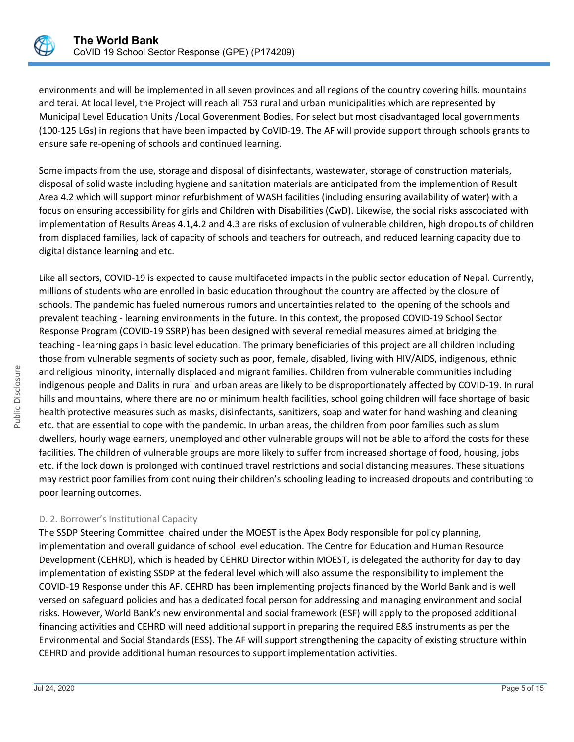environments and will be implemented in all seven provinces and all regions of the country covering hills, mountains and terai. At local level, the Project will reach all 753 rural and urban municipalities which are represented by Municipal Level Education Units /Local Goverenment Bodies. For select but most disadvantaged local governments (100-125 LGs) in regions that have been impacted by CoVID-19. The AF will provide support through schools grants to ensure safe re-opening of schools and continued learning.

Some impacts from the use, storage and disposal of disinfectants, wastewater, storage of construction materials, disposal of solid waste including hygiene and sanitation materials are anticipated from the implemention of Result Area 4.2 which will support minor refurbishment of WASH facilities (including ensuring availability of water) with a focus on ensuring accessibility for girls and Children with Disabilities (CwD). Likewise, the social risks asscociated with implementation of Results Areas 4.1,4.2 and 4.3 are risks of exclusion of vulnerable children, high dropouts of children from displaced families, lack of capacity of schools and teachers for outreach, and reduced learning capacity due to digital distance learning and etc.

Like all sectors, COVID-19 is expected to cause multifaceted impacts in the public sector education of Nepal. Currently, millions of students who are enrolled in basic education throughout the country are affected by the closure of schools. The pandemic has fueled numerous rumors and uncertainties related to the opening of the schools and prevalent teaching - learning environments in the future. In this context, the proposed COVID-19 School Sector Response Program (COVID-19 SSRP) has been designed with several remedial measures aimed at bridging the teaching - learning gaps in basic level education. The primary beneficiaries of this project are all children including those from vulnerable segments of society such as poor, female, disabled, living with HIV/AIDS, indigenous, ethnic and religious minority, internally displaced and migrant families. Children from vulnerable communities including indigenous people and Dalits in rural and urban areas are likely to be disproportionately affected by COVID-19. In rural hills and mountains, where there are no or minimum health facilities, school going children will face shortage of basic health protective measures such as masks, disinfectants, sanitizers, soap and water for hand washing and cleaning etc. that are essential to cope with the pandemic. In urban areas, the children from poor families such as slum dwellers, hourly wage earners, unemployed and other vulnerable groups will not be able to afford the costs for these facilities. The children of vulnerable groups are more likely to suffer from increased shortage of food, housing, jobs etc. if the lock down is prolonged with continued travel restrictions and social distancing measures. These situations may restrict poor families from continuing their children's schooling leading to increased dropouts and contributing to poor learning outcomes.

### D. 2. Borrower's Institutional Capacity

The SSDP Steering Committee chaired under the MOEST is the Apex Body responsible for policy planning, implementation and overall guidance of school level education. The Centre for Education and Human Resource Development (CEHRD), which is headed by CEHRD Director within MOEST, is delegated the authority for day to day implementation of existing SSDP at the federal level which will also assume the responsibility to implement the COVID-19 Response under this AF. CEHRD has been implementing projects financed by the World Bank and is well versed on safeguard policies and has a dedicated focal person for addressing and managing environment and social risks. However, World Bank's new environmental and social framework (ESF) will apply to the proposed additional financing activities and CEHRD will need additional support in preparing the required E&S instruments as per the Environmental and Social Standards (ESS). The AF will support strengthening the capacity of existing structure within CEHRD and provide additional human resources to support implementation activities.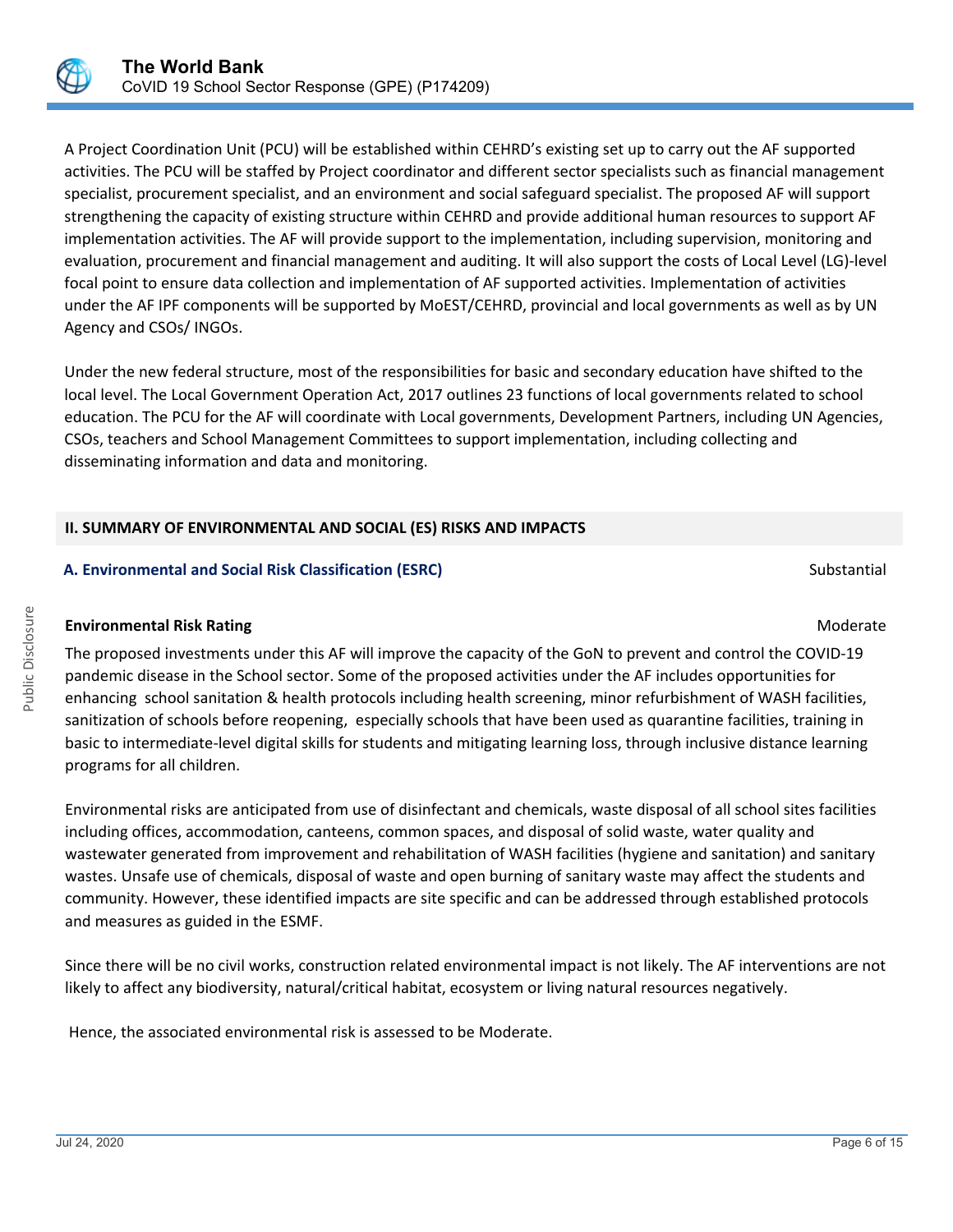A Project Coordination Unit (PCU) will be established within CEHRD's existing set up to carry out the AF supported activities. The PCU will be staffed by Project coordinator and different sector specialists such as financial management specialist, procurement specialist, and an environment and social safeguard specialist. The proposed AF will support strengthening the capacity of existing structure within CEHRD and provide additional human resources to support AF implementation activities. The AF will provide support to the implementation, including supervision, monitoring and evaluation, procurement and financial management and auditing. It will also support the costs of Local Level (LG)-level focal point to ensure data collection and implementation of AF supported activities. Implementation of activities under the AF IPF components will be supported by MoEST/CEHRD, provincial and local governments as well as by UN Agency and CSOs/ INGOs.

Under the new federal structure, most of the responsibilities for basic and secondary education have shifted to the local level. The Local Government Operation Act, 2017 outlines 23 functions of local governments related to school education. The PCU for the AF will coordinate with Local governments, Development Partners, including UN Agencies, CSOs, teachers and School Management Committees to support implementation, including collecting and disseminating information and data and monitoring.

## II. SUMMARY OF ENVIRONMENTAL AND SOCIAL (ES) RISKS AND IMPACTS

### A. Environmental and Social Risk Classification (ESRC) — Substantial

**Environmental Risk Rating** — Moderate

The proposed investments under this AF will improve the capacity of the GoN to prevent and control the COVID-19 pandemic disease in the School sector. Some of the proposed activities under the AF includes opportunities for enhancing school sanitation & health protocols including health screening, minor refurbishment of WASH facilities, sanitization of schools before reopening, especially schools that have been used as quarantine facilities, training in basic to intermediate-level digital skills for students and mitigating learning loss, through inclusive distance learning programs for all children.

Environmental risks are anticipated from use of disinfectant and chemicals, waste disposal of all school sites facilities including offices, accommodation, canteens, common spaces, and disposal of solid waste, water quality and wastewater generated from improvement and rehabilitation of WASH facilities (hygiene and sanitation) and sanitary wastes. Unsafe use of chemicals, disposal of waste and open burning of sanitary waste may affect the students and community. However, these identified impacts are site specific and can be addressed through established protocols and measures as guided in the ESMF.

Since there will be no civil works, construction related environmental impact is not likely. The AF interventions are not likely to affect any biodiversity, natural/critical habitat, ecosystem or living natural resources negatively.

Hence, the associated environmental risk is assessed to be Moderate.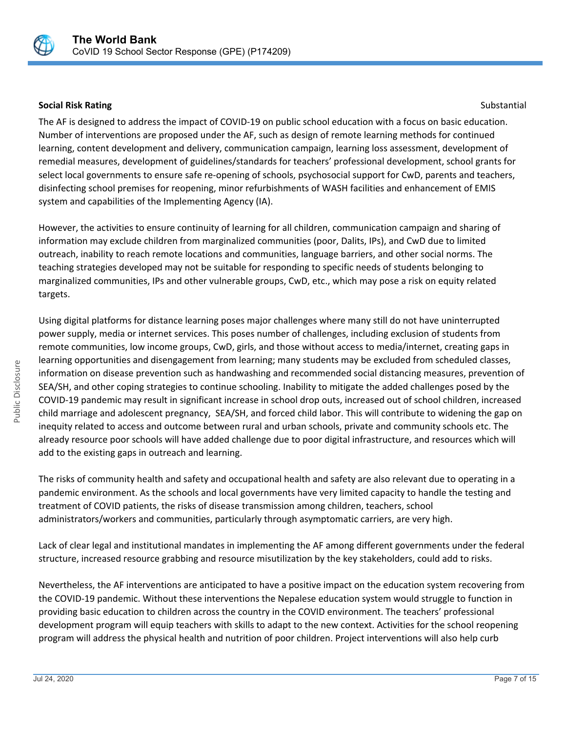**Social Risk Rating** Substantial

The AF is designed to address the impact of COVID-19 on public school education with a focus on basic education. Number of interventions are proposed under the AF, such as design of remote learning methods for continued learning, content development and delivery, communication campaign, learning loss assessment, development of remedial measures, development of guidelines/standards for teachers' professional development, school grants for select local governments to ensure safe re-opening of schools, psychosocial support for CwD, parents and teachers, disinfecting school premises for reopening, minor refurbishments of WASH facilities and enhancement of EMIS system and capabilities of the Implementing Agency (IA).

However, the activities to ensure continuity of learning for all children, communication campaign and sharing of information may exclude children from marginalized communities (poor, Dalits, IPs), and CwD due to limited outreach, inability to reach remote locations and communities, language barriers, and other social norms. The teaching strategies developed may not be suitable for responding to specific needs of students belonging to marginalized communities, IPs and other vulnerable groups, CwD, etc., which may pose a risk on equity related targets.

Using digital platforms for distance learning poses major challenges where many still do not have uninterrupted power supply, media or internet services. This poses number of challenges, including exclusion of students from remote communities, low income groups, CwD, girls, and those without access to media/internet, creating gaps in learning opportunities and disengagement from learning; many students may be excluded from scheduled classes, information on disease prevention such as handwashing and recommended social distancing measures, prevention of SEA/SH, and other coping strategies to continue schooling. Inability to mitigate the added challenges posed by the COVID-19 pandemic may result in significant increase in school drop outs, increased out of school children, increased child marriage and adolescent pregnancy, SEA/SH, and forced child labor. This will contribute to widening the gap on inequity related to access and outcome between rural and urban schools, private and community schools etc. The already resource poor schools will have added challenge due to poor digital infrastructure, and resources which will add to the existing gaps in outreach and learning.

The risks of community health and safety and occupational health and safety are also relevant due to operating in a pandemic environment. As the schools and local governments have very limited capacity to handle the testing and treatment of COVID patients, the risks of disease transmission among children, teachers, school administrators/workers and communities, particularly through asymptomatic carriers, are very high.

Lack of clear legal and institutional mandates in implementing the AF among different governments under the federal structure, increased resource grabbing and resource misutilization by the key stakeholders, could add to risks.

Nevertheless, the AF interventions are anticipated to have a positive impact on the education system recovering from the COVID-19 pandemic. Without these interventions the Nepalese education system would struggle to function in providing basic education to children across the country in the COVID environment. The teachers' professional development program will equip teachers with skills to adapt to the new context. Activities for the school reopening program will address the physical health and nutrition of poor children. Project interventions will also help curb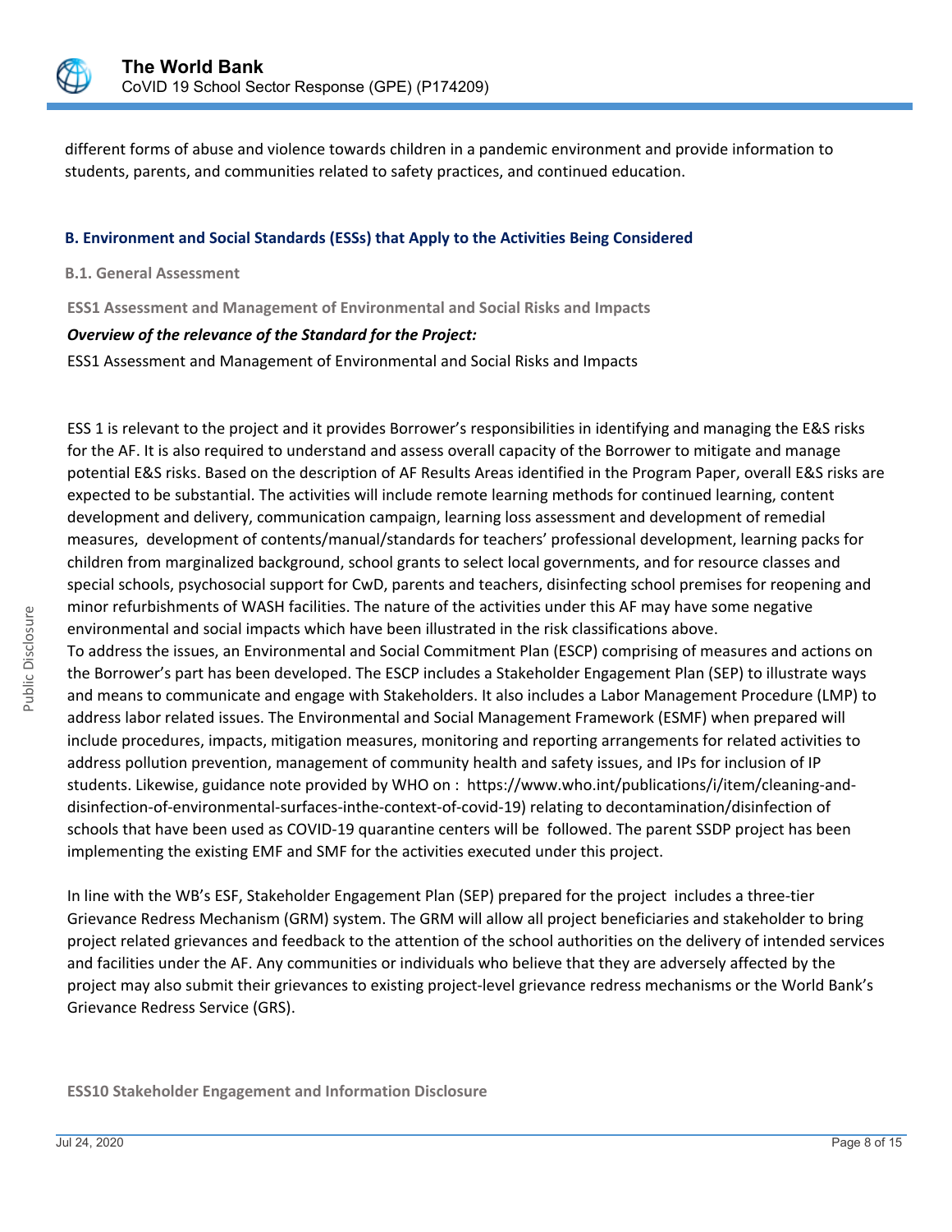different forms of abuse and violence towards children in a pandemic environment and provide information to students, parents, and communities related to safety practices, and continued education.

## B. Environment and Social Standards (ESSs) that Apply to the Activities Being Considered

### B.1. General Assessment

**ESS1 Assessment and Management of Environmental and Social Risks and Impacts**

***Overview of the relevance of the Standard for the Project:***

ESS1 Assessment and Management of Environmental and Social Risks and Impacts

ESS 1 is relevant to the project and it provides Borrower's responsibilities in identifying and managing the E&S risks for the AF. It is also required to understand and assess overall capacity of the Borrower to mitigate and manage potential E&S risks. Based on the description of AF Results Areas identified in the Program Paper, overall E&S risks are expected to be substantial. The activities will include remote learning methods for continued learning, content development and delivery, communication campaign, learning loss assessment and development of remedial measures, development of contents/manual/standards for teachers' professional development, learning packs for children from marginalized background, school grants to select local governments, and for resource classes and special schools, psychosocial support for CwD, parents and teachers, disinfecting school premises for reopening and minor refurbishments of WASH facilities. The nature of the activities under this AF may have some negative environmental and social impacts which have been illustrated in the risk classifications above.

To address the issues, an Environmental and Social Commitment Plan (ESCP) comprising of measures and actions on the Borrower's part has been developed. The ESCP includes a Stakeholder Engagement Plan (SEP) to illustrate ways and means to communicate and engage with Stakeholders. It also includes a Labor Management Procedure (LMP) to address labor related issues. The Environmental and Social Management Framework (ESMF) when prepared will include procedures, impacts, mitigation measures, monitoring and reporting arrangements for related activities to address pollution prevention, management of community health and safety issues, and IPs for inclusion of IP students. Likewise, guidance note provided by WHO on : https://www.who.int/publications/i/item/cleaning-and-disinfection-of-environmental-surfaces-inthe-context-of-covid-19) relating to decontamination/disinfection of schools that have been used as COVID-19 quarantine centers will be followed. The parent SSDP project has been implementing the existing EMF and SMF for the activities executed under this project.

In line with the WB's ESF, Stakeholder Engagement Plan (SEP) prepared for the project includes a three-tier Grievance Redress Mechanism (GRM) system. The GRM will allow all project beneficiaries and stakeholder to bring project related grievances and feedback to the attention of the school authorities on the delivery of intended services and facilities under the AF. Any communities or individuals who believe that they are adversely affected by the project may also submit their grievances to existing project-level grievance redress mechanisms or the World Bank's Grievance Redress Service (GRS).

**ESS10 Stakeholder Engagement and Information Disclosure**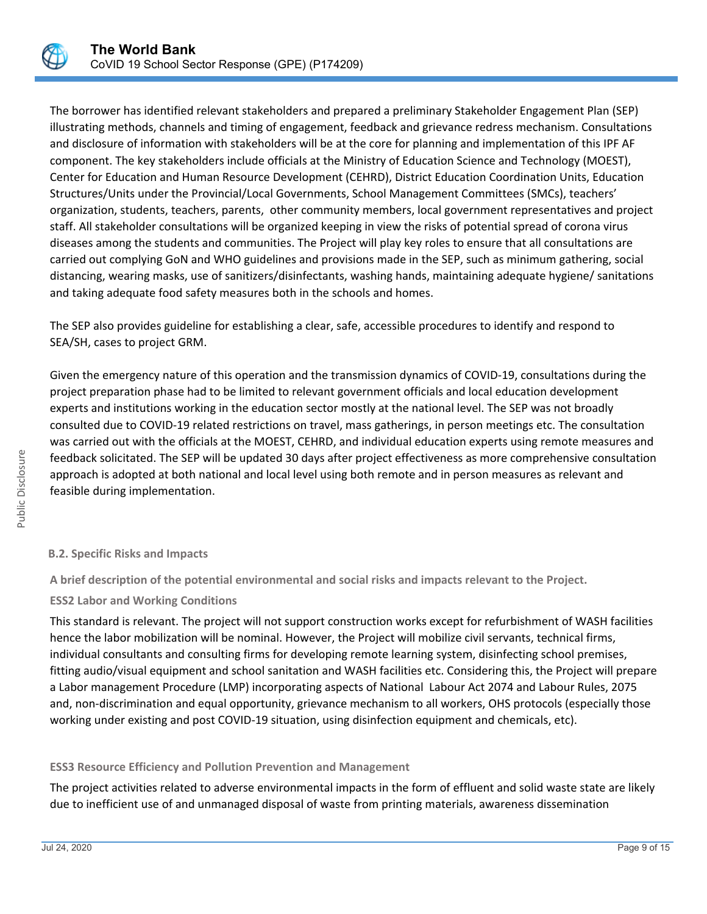The borrower has identified relevant stakeholders and prepared a preliminary Stakeholder Engagement Plan (SEP) illustrating methods, channels and timing of engagement, feedback and grievance redress mechanism. Consultations and disclosure of information with stakeholders will be at the core for planning and implementation of this IPF AF component. The key stakeholders include officials at the Ministry of Education Science and Technology (MOEST), Center for Education and Human Resource Development (CEHRD), District Education Coordination Units, Education Structures/Units under the Provincial/Local Governments, School Management Committees (SMCs), teachers' organization, students, teachers, parents, other community members, local government representatives and project staff. All stakeholder consultations will be organized keeping in view the risks of potential spread of corona virus diseases among the students and communities. The Project will play key roles to ensure that all consultations are carried out complying GoN and WHO guidelines and provisions made in the SEP, such as minimum gathering, social distancing, wearing masks, use of sanitizers/disinfectants, washing hands, maintaining adequate hygiene/ sanitations and taking adequate food safety measures both in the schools and homes.

The SEP also provides guideline for establishing a clear, safe, accessible procedures to identify and respond to SEA/SH, cases to project GRM.

Given the emergency nature of this operation and the transmission dynamics of COVID-19, consultations during the project preparation phase had to be limited to relevant government officials and local education development experts and institutions working in the education sector mostly at the national level. The SEP was not broadly consulted due to COVID-19 related restrictions on travel, mass gatherings, in person meetings etc. The consultation was carried out with the officials at the MOEST, CEHRD, and individual education experts using remote measures and feedback solicitated. The SEP will be updated 30 days after project effectiveness as more comprehensive consultation approach is adopted at both national and local level using both remote and in person measures as relevant and feasible during implementation.

### B.2. Specific Risks and Impacts

**A brief description of the potential environmental and social risks and impacts relevant to the Project.**

**ESS2 Labor and Working Conditions**

This standard is relevant. The project will not support construction works except for refurbishment of WASH facilities hence the labor mobilization will be nominal. However, the Project will mobilize civil servants, technical firms, individual consultants and consulting firms for developing remote learning system, disinfecting school premises, fitting audio/visual equipment and school sanitation and WASH facilities etc. Considering this, the Project will prepare a Labor management Procedure (LMP) incorporating aspects of National Labour Act 2074 and Labour Rules, 2075 and, non-discrimination and equal opportunity, grievance mechanism to all workers, OHS protocols (especially those working under existing and post COVID-19 situation, using disinfection equipment and chemicals, etc).

**ESS3 Resource Efficiency and Pollution Prevention and Management**

The project activities related to adverse environmental impacts in the form of effluent and solid waste state are likely due to inefficient use of and unmanaged disposal of waste from printing materials, awareness dissemination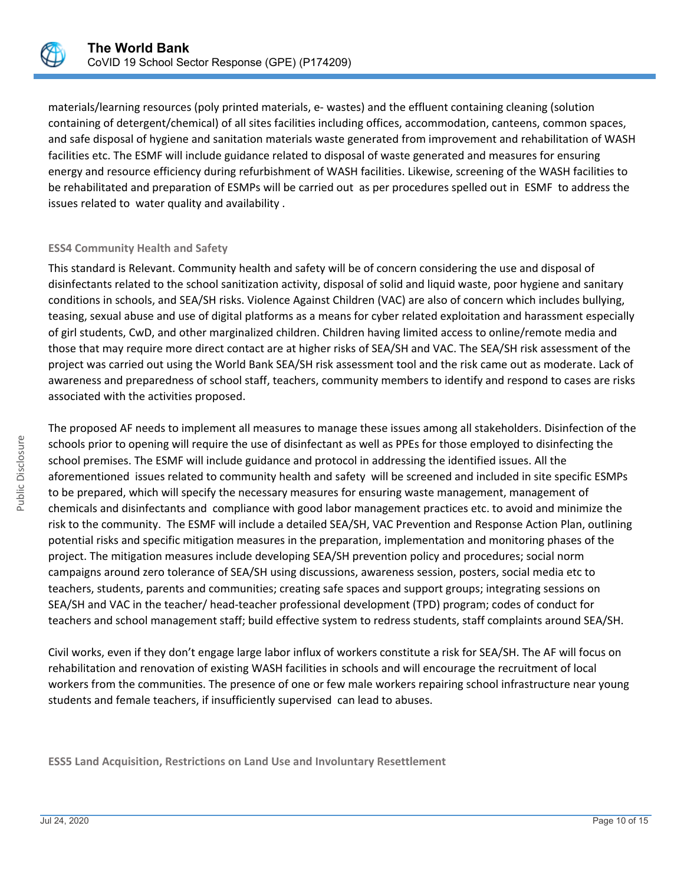materials/learning resources (poly printed materials, e- wastes) and the effluent containing cleaning (solution containing of detergent/chemical) of all sites facilities including offices, accommodation, canteens, common spaces, and safe disposal of hygiene and sanitation materials waste generated from improvement and rehabilitation of WASH facilities etc. The ESMF will include guidance related to disposal of waste generated and measures for ensuring energy and resource efficiency during refurbishment of WASH facilities. Likewise, screening of the WASH facilities to be rehabilitated and preparation of ESMPs will be carried out as per procedures spelled out in ESMF to address the issues related to water quality and availability .

### ESS4 Community Health and Safety

This standard is Relevant. Community health and safety will be of concern considering the use and disposal of disinfectants related to the school sanitization activity, disposal of solid and liquid waste, poor hygiene and sanitary conditions in schools, and SEA/SH risks. Violence Against Children (VAC) are also of concern which includes bullying, teasing, sexual abuse and use of digital platforms as a means for cyber related exploitation and harassment especially of girl students, CwD, and other marginalized children. Children having limited access to online/remote media and those that may require more direct contact are at higher risks of SEA/SH and VAC. The SEA/SH risk assessment of the project was carried out using the World Bank SEA/SH risk assessment tool and the risk came out as moderate. Lack of awareness and preparedness of school staff, teachers, community members to identify and respond to cases are risks associated with the activities proposed.

The proposed AF needs to implement all measures to manage these issues among all stakeholders. Disinfection of the schools prior to opening will require the use of disinfectant as well as PPEs for those employed to disinfecting the school premises. The ESMF will include guidance and protocol in addressing the identified issues. All the aforementioned issues related to community health and safety will be screened and included in site specific ESMPs to be prepared, which will specify the necessary measures for ensuring waste management, management of chemicals and disinfectants and compliance with good labor management practices etc. to avoid and minimize the risk to the community. The ESMF will include a detailed SEA/SH, VAC Prevention and Response Action Plan, outlining potential risks and specific mitigation measures in the preparation, implementation and monitoring phases of the project. The mitigation measures include developing SEA/SH prevention policy and procedures; social norm campaigns around zero tolerance of SEA/SH using discussions, awareness session, posters, social media etc to teachers, students, parents and communities; creating safe spaces and support groups; integrating sessions on SEA/SH and VAC in the teacher/ head-teacher professional development (TPD) program; codes of conduct for teachers and school management staff; build effective system to redress students, staff complaints around SEA/SH.

Civil works, even if they don't engage large labor influx of workers constitute a risk for SEA/SH. The AF will focus on rehabilitation and renovation of existing WASH facilities in schools and will encourage the recruitment of local workers from the communities. The presence of one or few male workers repairing school infrastructure near young students and female teachers, if insufficiently supervised can lead to abuses.

### ESS5 Land Acquisition, Restrictions on Land Use and Involuntary Resettlement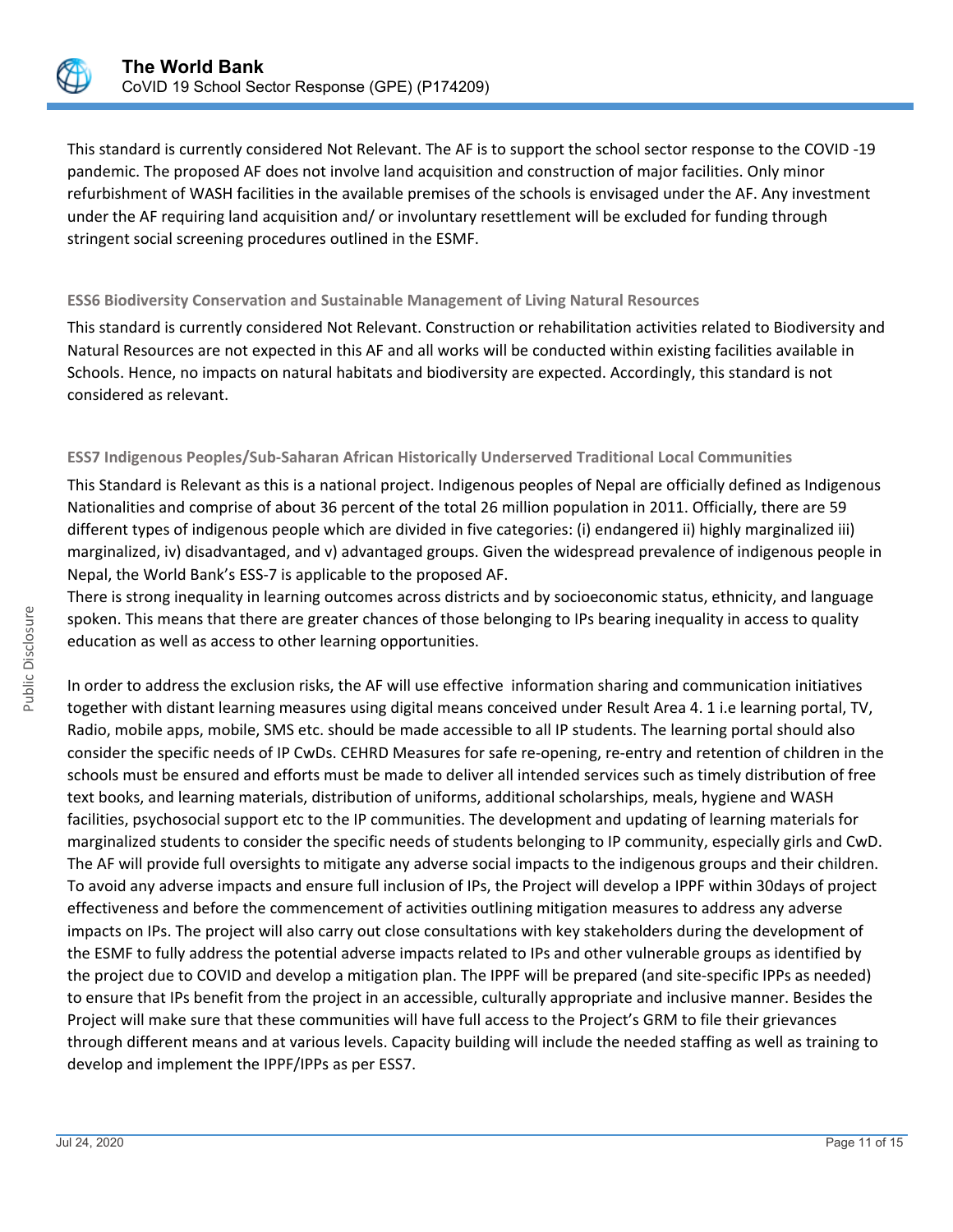This standard is currently considered Not Relevant. The AF is to support the school sector response to the COVID -19 pandemic. The proposed AF does not involve land acquisition and construction of major facilities. Only minor refurbishment of WASH facilities in the available premises of the schools is envisaged under the AF. Any investment under the AF requiring land acquisition and/ or involuntary resettlement will be excluded for funding through stringent social screening procedures outlined in the ESMF.

### ESS6 Biodiversity Conservation and Sustainable Management of Living Natural Resources

This standard is currently considered Not Relevant. Construction or rehabilitation activities related to Biodiversity and Natural Resources are not expected in this AF and all works will be conducted within existing facilities available in Schools. Hence, no impacts on natural habitats and biodiversity are expected. Accordingly, this standard is not considered as relevant.

### ESS7 Indigenous Peoples/Sub-Saharan African Historically Underserved Traditional Local Communities

This Standard is Relevant as this is a national project. Indigenous peoples of Nepal are officially defined as Indigenous Nationalities and comprise of about 36 percent of the total 26 million population in 2011. Officially, there are 59 different types of indigenous people which are divided in five categories: (i) endangered ii) highly marginalized iii) marginalized, iv) disadvantaged, and v) advantaged groups. Given the widespread prevalence of indigenous people in Nepal, the World Bank's ESS-7 is applicable to the proposed AF.
There is strong inequality in learning outcomes across districts and by socioeconomic status, ethnicity, and language spoken. This means that there are greater chances of those belonging to IPs bearing inequality in access to quality education as well as access to other learning opportunities.

In order to address the exclusion risks, the AF will use effective information sharing and communication initiatives together with distant learning measures using digital means conceived under Result Area 4. 1 i.e learning portal, TV, Radio, mobile apps, mobile, SMS etc. should be made accessible to all IP students. The learning portal should also consider the specific needs of IP CwDs. CEHRD Measures for safe re-opening, re-entry and retention of children in the schools must be ensured and efforts must be made to deliver all intended services such as timely distribution of free text books, and learning materials, distribution of uniforms, additional scholarships, meals, hygiene and WASH facilities, psychosocial support etc to the IP communities. The development and updating of learning materials for marginalized students to consider the specific needs of students belonging to IP community, especially girls and CwD. The AF will provide full oversights to mitigate any adverse social impacts to the indigenous groups and their children. To avoid any adverse impacts and ensure full inclusion of IPs, the Project will develop a IPPF within 30days of project effectiveness and before the commencement of activities outlining mitigation measures to address any adverse impacts on IPs. The project will also carry out close consultations with key stakeholders during the development of the ESMF to fully address the potential adverse impacts related to IPs and other vulnerable groups as identified by the project due to COVID and develop a mitigation plan. The IPPF will be prepared (and site-specific IPPs as needed) to ensure that IPs benefit from the project in an accessible, culturally appropriate and inclusive manner. Besides the Project will make sure that these communities will have full access to the Project's GRM to file their grievances through different means and at various levels. Capacity building will include the needed staffing as well as training to develop and implement the IPPF/IPPs as per ESS7.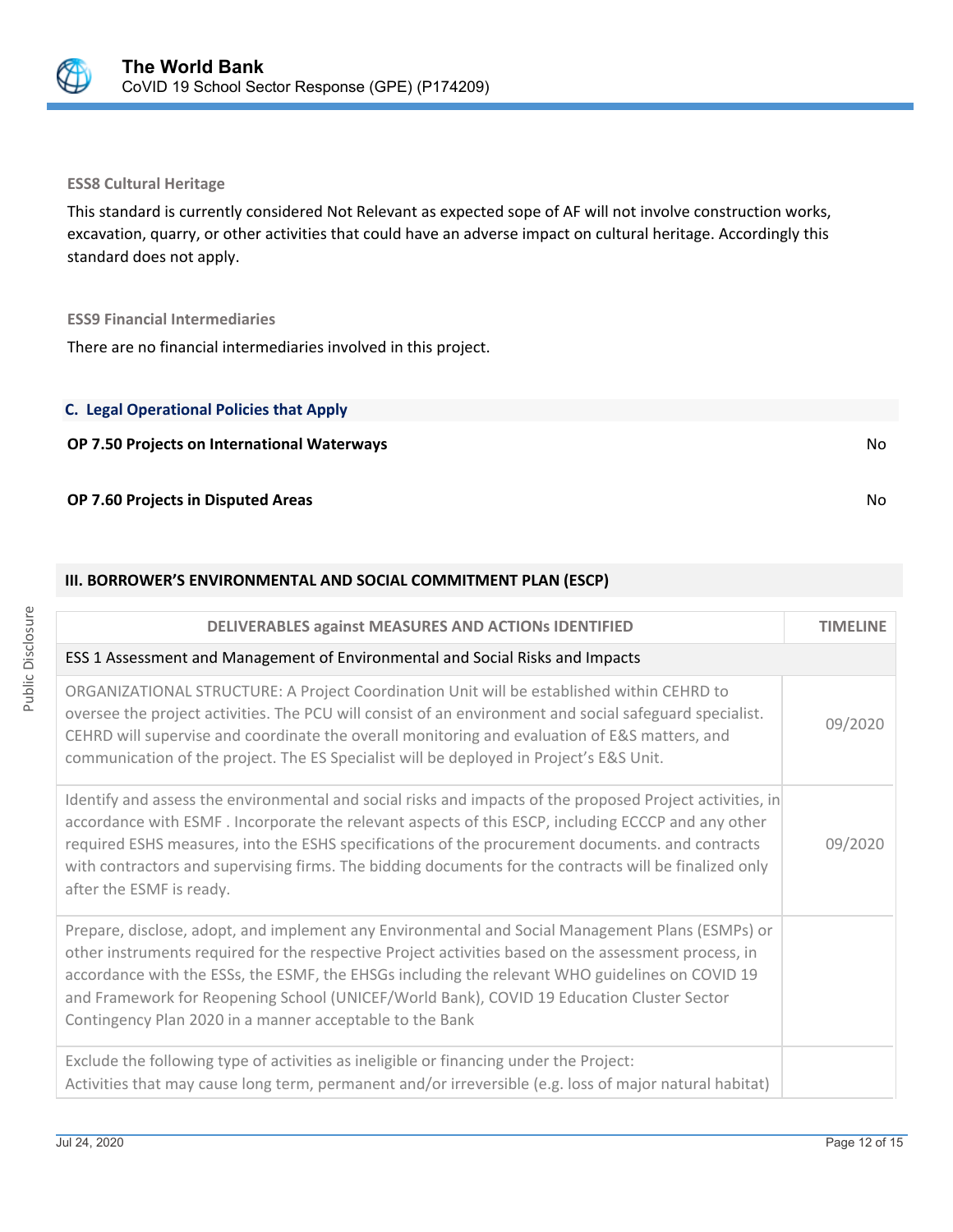**ESS8 Cultural Heritage**

This standard is currently considered Not Relevant as expected sope of AF will not involve construction works, excavation, quarry, or other activities that could have an adverse impact on cultural heritage. Accordingly this standard does not apply.

**ESS9 Financial Intermediaries**

There are no financial intermediaries involved in this project.

## C. Legal Operational Policies that Apply

| | |
|---|---|
| **OP 7.50 Projects on International Waterways** | No |
| **OP 7.60 Projects in Disputed Areas** | No |

## III. BORROWER'S ENVIRONMENTAL AND SOCIAL COMMITMENT PLAN (ESCP)

| DELIVERABLES against MEASURES AND ACTIONs IDENTIFIED | TIMELINE |
|---|---|
| ESS 1 Assessment and Management of Environmental and Social Risks and Impacts | |
| ORGANIZATIONAL STRUCTURE: A Project Coordination Unit will be established within CEHRD to oversee the project activities. The PCU will consist of an environment and social safeguard specialist. CEHRD will supervise and coordinate the overall monitoring and evaluation of E&S matters, and communication of the project. The ES Specialist will be deployed in Project's E&S Unit. | 09/2020 |
| Identify and assess the environmental and social risks and impacts of the proposed Project activities, in accordance with ESMF . Incorporate the relevant aspects of this ESCP, including ECCCP and any other required ESHS measures, into the ESHS specifications of the procurement documents. and contracts with contractors and supervising firms. The bidding documents for the contracts will be finalized only after the ESMF is ready. | 09/2020 |
| Prepare, disclose, adopt, and implement any Environmental and Social Management Plans (ESMPs) or other instruments required for the respective Project activities based on the assessment process, in accordance with the ESSs, the ESMF, the EHSGs including the relevant WHO guidelines on COVID 19 and Framework for Reopening School (UNICEF/World Bank), COVID 19 Education Cluster Sector Contingency Plan 2020 in a manner acceptable to the Bank | |
| Exclude the following type of activities as ineligible or financing under the Project:<br>Activities that may cause long term, permanent and/or irreversible (e.g. loss of major natural habitat) | |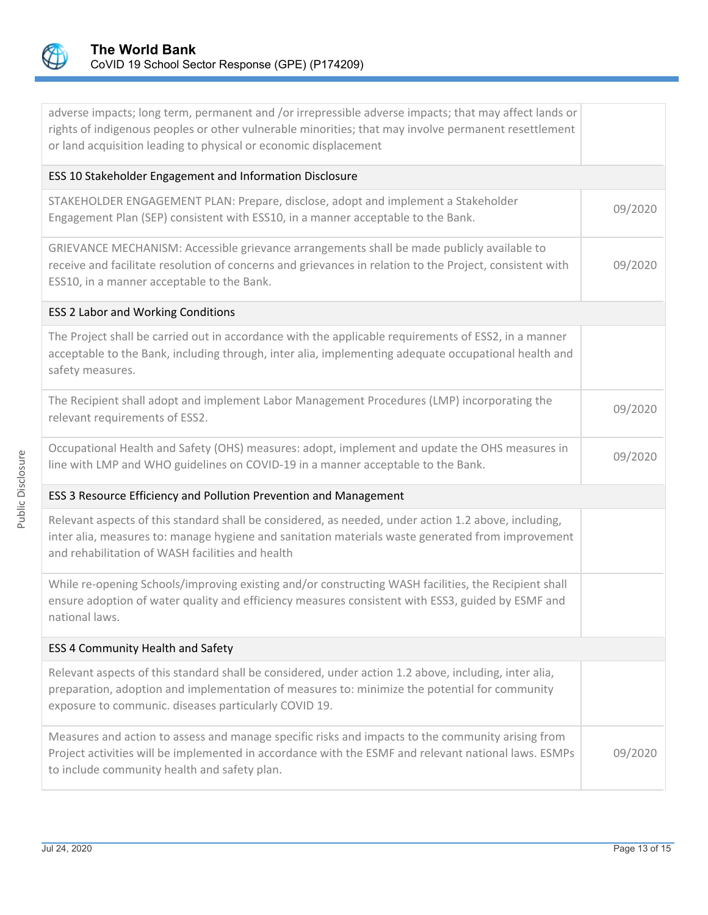| | |
|---|---|
| adverse impacts; long term, permanent and /or irrepressible adverse impacts; that may affect lands or rights of indigenous peoples or other vulnerable minorities; that may involve permanent resettlement or land acquisition leading to physical or economic displacement | |
| **ESS 10 Stakeholder Engagement and Information Disclosure** | |
| STAKEHOLDER ENGAGEMENT PLAN: Prepare, disclose, adopt and implement a Stakeholder Engagement Plan (SEP) consistent with ESS10, in a manner acceptable to the Bank. | 09/2020 |
| GRIEVANCE MECHANISM: Accessible grievance arrangements shall be made publicly available to receive and facilitate resolution of concerns and grievances in relation to the Project, consistent with ESS10, in a manner acceptable to the Bank. | 09/2020 |
| **ESS 2 Labor and Working Conditions** | |
| The Project shall be carried out in accordance with the applicable requirements of ESS2, in a manner acceptable to the Bank, including through, inter alia, implementing adequate occupational health and safety measures. | |
| The Recipient shall adopt and implement Labor Management Procedures (LMP) incorporating the relevant requirements of ESS2. | 09/2020 |
| Occupational Health and Safety (OHS) measures: adopt, implement and update the OHS measures in line with LMP and WHO guidelines on COVID-19 in a manner acceptable to the Bank. | 09/2020 |
| **ESS 3 Resource Efficiency and Pollution Prevention and Management** | |
| Relevant aspects of this standard shall be considered, as needed, under action 1.2 above, including, inter alia, measures to: manage hygiene and sanitation materials waste generated from improvement and rehabilitation of WASH facilities and health | |
| While re-opening Schools/improving existing and/or constructing WASH facilities, the Recipient shall ensure adoption of water quality and efficiency measures consistent with ESS3, guided by ESMF and national laws. | |
| **ESS 4 Community Health and Safety** | |
| Relevant aspects of this standard shall be considered, under action 1.2 above, including, inter alia, preparation, adoption and implementation of measures to: minimize the potential for community exposure to communic. diseases particularly COVID 19. | |
| Measures and action to assess and manage specific risks and impacts to the community arising from Project activities will be implemented in accordance with the ESMF and relevant national laws. ESMPs to include community health and safety plan. | 09/2020 |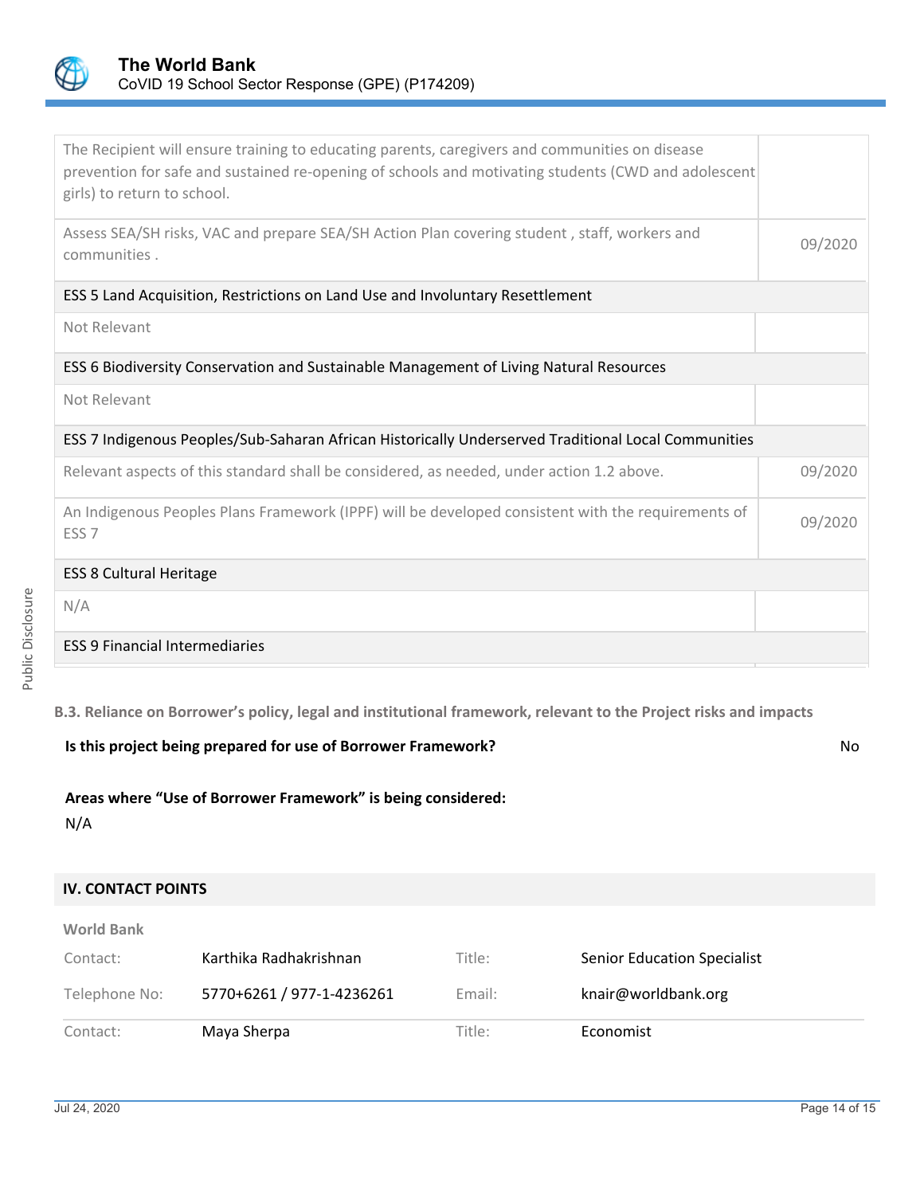| | |
|---|---|
| The Recipient will ensure training to educating parents, caregivers and communities on disease prevention for safe and sustained re-opening of schools and motivating students (CWD and adolescent girls) to return to school. | |
| Assess SEA/SH risks, VAC and prepare SEA/SH Action Plan covering student , staff, workers and communities . | 09/2020 |
| **ESS 5 Land Acquisition, Restrictions on Land Use and Involuntary Resettlement** | |
| Not Relevant | |
| **ESS 6 Biodiversity Conservation and Sustainable Management of Living Natural Resources** | |
| Not Relevant | |
| **ESS 7 Indigenous Peoples/Sub-Saharan African Historically Underserved Traditional Local Communities** | |
| Relevant aspects of this standard shall be considered, as needed, under action 1.2 above. | 09/2020 |
| An Indigenous Peoples Plans Framework (IPPF) will be developed consistent with the requirements of ESS 7 | 09/2020 |
| **ESS 8 Cultural Heritage** | |
| N/A | |
| **ESS 9 Financial Intermediaries** | |

### B.3. Reliance on Borrower's policy, legal and institutional framework, relevant to the Project risks and impacts

**Is this project being prepared for use of Borrower Framework?** No

**Areas where "Use of Borrower Framework" is being considered:**

N/A

## IV. CONTACT POINTS

**World Bank**

| | | | |
|---|---|---|---|
| Contact: | Karthika Radhakrishnan | Title: | Senior Education Specialist |
| Telephone No: | 5770+6261 / 977-1-4236261 | Email: | knair@worldbank.org |
| Contact: | Maya Sherpa | Title: | Economist |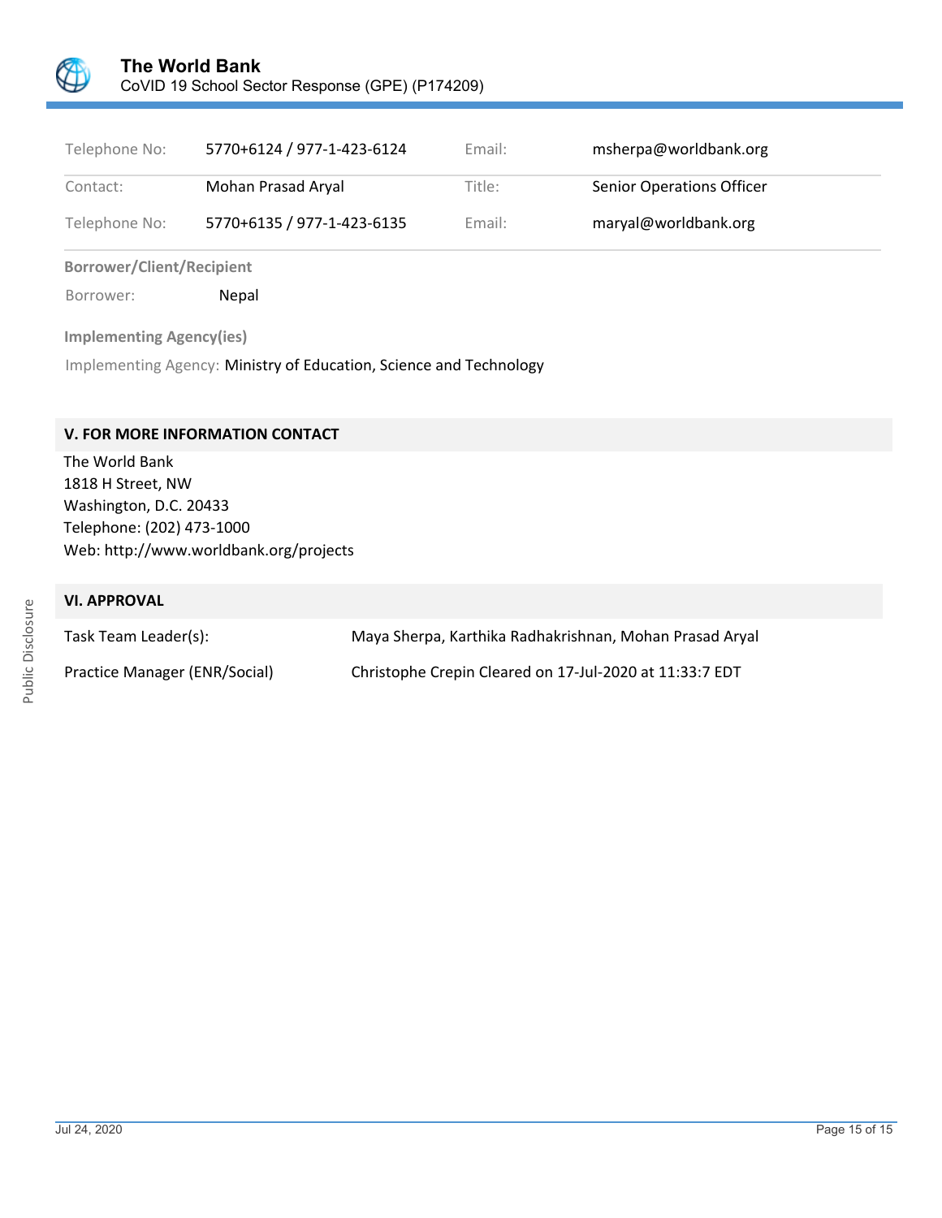| | | | |
|---|---|---|---|
| Telephone No: | 5770+6124 / 977-1-423-6124 | Email: | msherpa@worldbank.org |
| Contact: | Mohan Prasad Aryal | Title: | Senior Operations Officer |
| Telephone No: | 5770+6135 / 977-1-423-6135 | Email: | maryal@worldbank.org |

**Borrower/Client/Recipient**

Borrower: Nepal

**Implementing Agency(ies)**

Implementing Agency: Ministry of Education, Science and Technology

## V. FOR MORE INFORMATION CONTACT

The World Bank
1818 H Street, NW
Washington, D.C. 20433
Telephone: (202) 473-1000
Web: http://www.worldbank.org/projects

## VI. APPROVAL

| | |
|---|---|
| Task Team Leader(s): | Maya Sherpa, Karthika Radhakrishnan, Mohan Prasad Aryal |
| Practice Manager (ENR/Social) | Christophe Crepin Cleared on 17-Jul-2020 at 11:33:7 EDT |